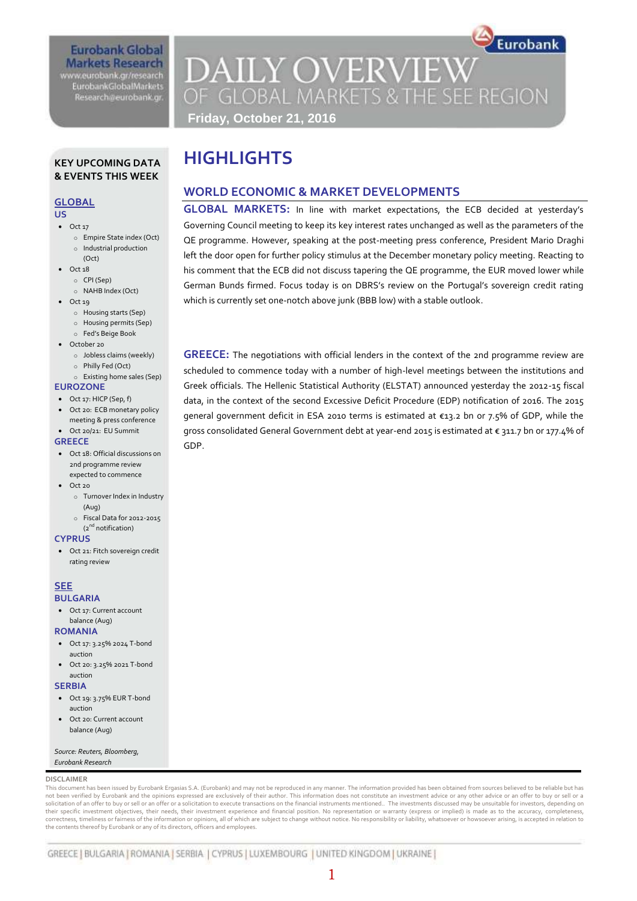Eurobank Global Markets Research
www.eurobank.gr/research
EurobankGlobalMarkets Research@eurobank.gr

# DAILY OVERVIEW OF GLOBAL MARKETS & THE SEE REGION

**Friday, October 21, 2016**

## KEY UPCOMING DATA & EVENTS THIS WEEK

### GLOBAL

**US**

- Oct 17
  - Empire State index (Oct)
  - Industrial production (Oct)
- Oct 18
  - CPI (Sep)
  - NAHB Index (Oct)
- Oct 19
  - Housing starts (Sep)
  - Housing permits (Sep)
  - Fed's Beige Book
- October 20
  - Jobless claims (weekly)
  - Philly Fed (Oct)
  - Existing home sales (Sep)

**EUROZONE**

- Oct 17: HICP (Sep, f)
- Oct 20: ECB monetary policy meeting & press conference
- Oct 20/21: EU Summit

**GREECE**

- Oct 18: Official discussions on 2nd programme review expected to commence
- Oct 20
  - Turnover Index in Industry (Aug)
  - Fiscal Data for 2012-2015 (2nd notification)

**CYPRUS**

- Oct 21: Fitch sovereign credit rating review

### SEE

**BULGARIA**

- Oct 17: Current account balance (Aug)

**ROMANIA**

- Oct 17: 3.25% 2024 T-bond auction
- Oct 20: 3.25% 2021 T-bond auction

**SERBIA**

- Oct 19: 3.75% EUR T-bond auction
- Oct 20: Current account balance (Aug)

*Source: Reuters, Bloomberg, Eurobank Research*

# HIGHLIGHTS

## WORLD ECONOMIC & MARKET DEVELOPMENTS

**GLOBAL MARKETS:** In line with market expectations, the ECB decided at yesterday's Governing Council meeting to keep its key interest rates unchanged as well as the parameters of the QE programme. However, speaking at the post-meeting press conference, President Mario Draghi left the door open for further policy stimulus at the December monetary policy meeting. Reacting to his comment that the ECB did not discuss tapering the QE programme, the EUR moved lower while German Bunds firmed. Focus today is on DBRS's review on the Portugal's sovereign credit rating which is currently set one-notch above junk (BBB low) with a stable outlook.

**GREECE:** The negotiations with official lenders in the context of the 2nd programme review are scheduled to commence today with a number of high-level meetings between the institutions and Greek officials. The Hellenic Statistical Authority (ELSTAT) announced yesterday the 2012-15 fiscal data, in the context of the second Excessive Deficit Procedure (EDP) notification of 2016. The 2015 general government deficit in ESA 2010 terms is estimated at €13.2 bn or 7.5% of GDP, while the gross consolidated General Government debt at year-end 2015 is estimated at € 311.7 bn or 177.4% of GDP.

DISCLAIMER
This document has been issued by Eurobank Ergasias S.A. (Eurobank) and may not be reproduced in any manner. The information provided has been obtained from sources believed to be reliable but has not been verified by Eurobank and the opinions expressed are exclusively of their author. This information does not constitute an investment advice or any other advice or an offer to buy or sell or a solicitation of an offer to buy or sell or an offer or a solicitation to execute transactions on the financial instruments mentioned.. The investments discussed may be unsuitable for investors, depending on their specific investment objectives, their needs, their investment experience and financial position. No representation or warranty (express or implied) is made as to the accuracy, completeness, correctness, timeliness or fairness of the information or opinions, all of which are subject to change without notice. No responsibility or liability, whatsoever or howsoever arising, is accepted in relation to the contents thereof by Eurobank or any of its directors, officers and employees.

GREECE | BULGARIA | ROMANIA | SERBIA | CYPRUS | LUXEMBOURG | UNITED KINGDOM | UKRAINE |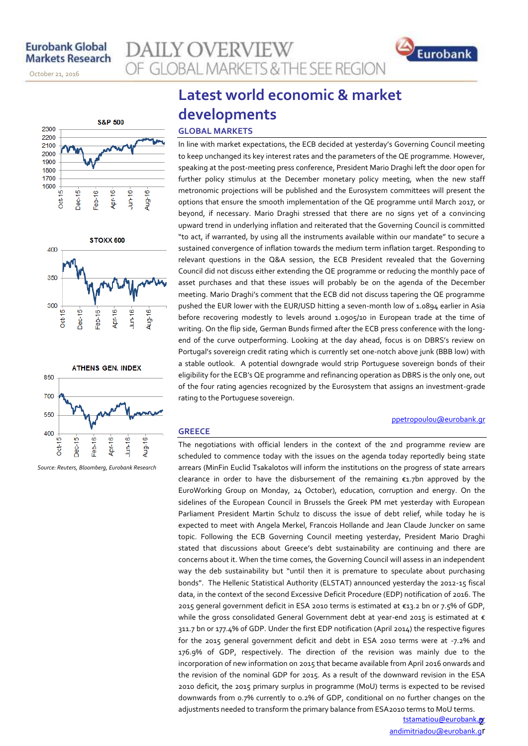# Latest world economic & market developments

## GLOBAL MARKETS

In line with market expectations, the ECB decided at yesterday's Governing Council meeting to keep unchanged its key interest rates and the parameters of the QE programme. However, speaking at the post-meeting press conference, President Mario Draghi left the door open for further policy stimulus at the December monetary policy meeting, when the new staff metronomic projections will be published and the Eurosystem committees will present the options that ensure the smooth implementation of the QE programme until March 2017, or beyond, if necessary. Mario Draghi stressed that there are no signs yet of a convincing upward trend in underlying inflation and reiterated that the Governing Council is committed "to act, if warranted, by using all the instruments available within our mandate" to secure a sustained convergence of inflation towards the medium term inflation target. Responding to relevant questions in the Q&A session, the ECB President revealed that the Governing Council did not discuss either extending the QE programme or reducing the monthly pace of asset purchases and that these issues will probably be on the agenda of the December meeting. Mario Draghi's comment that the ECB did not discuss tapering the QE programme pushed the EUR lower with the EUR/USD hitting a seven-month low of 1.0894 earlier in Asia before recovering modestly to levels around 1.0905/10 in European trade at the time of writing. On the flip side, German Bunds firmed after the ECB press conference with the long-end of the curve outperforming. Looking at the day ahead, focus is on DBRS's review on Portugal's sovereign credit rating which is currently set one-notch above junk (BBB low) with a stable outlook. A potential downgrade would strip Portuguese sovereign bonds of their eligibility for the ECB's QE programme and refinancing operation as DBRS is the only one, out of the four rating agencies recognized by the Eurosystem that assigns an investment-grade rating to the Portuguese sovereign.

ppetropoulou@eurobank.gr

## GREECE

The negotiations with official lenders in the context of the 2nd programme review are scheduled to commence today with the issues on the agenda today reportedly being state arrears (MinFin Euclid Tsakalotos will inform the institutions on the progress of state arrears clearance in order to have the disbursement of the remaining €1.7bn approved by the EuroWorking Group on Monday, 24 October), education, corruption and energy. On the sidelines of the European Council in Brussels the Greek PM met yesterday with European Parliament President Martin Schulz to discuss the issue of debt relief, while today he is expected to meet with Angela Merkel, Francois Hollande and Jean Claude Juncker on same topic. Following the ECB Governing Council meeting yesterday, President Mario Draghi stated that discussions about Greece's debt sustainability are continuing and there are concerns about it. When the time comes, the Governing Council will assess in an independent way the deb sustainability but "until then it is premature to speculate about purchasing bonds". The Hellenic Statistical Authority (ELSTAT) announced yesterday the 2012-15 fiscal data, in the context of the second Excessive Deficit Procedure (EDP) notification of 2016. The 2015 general government deficit in ESA 2010 terms is estimated at €13.2 bn or 7.5% of GDP, while the gross consolidated General Government debt at year-end 2015 is estimated at € 311.7 bn or 177.4% of GDP. Under the first EDP notification (April 2014) the respective figures for the 2015 general government deficit and debt in ESA 2010 terms were at -7.2% and 176.9% of GDP, respectively. The direction of the revision was mainly due to the incorporation of new information on 2015 that became available from April 2016 onwards and the revision of the nominal GDP for 2015. As a result of the downward revision in the ESA 2010 deficit, the 2015 primary surplus in programme (MoU) terms is expected to be revised downwards from 0.7% currently to 0.2% of GDP, conditional on no further changes on the adjustments needed to transform the primary balance from ESA2010 terms to MoU terms.

tstamatiou@eurobank.gr
andimitriadou@eurobank.gr

Source: Reuters, Bloomberg, Eurobank Research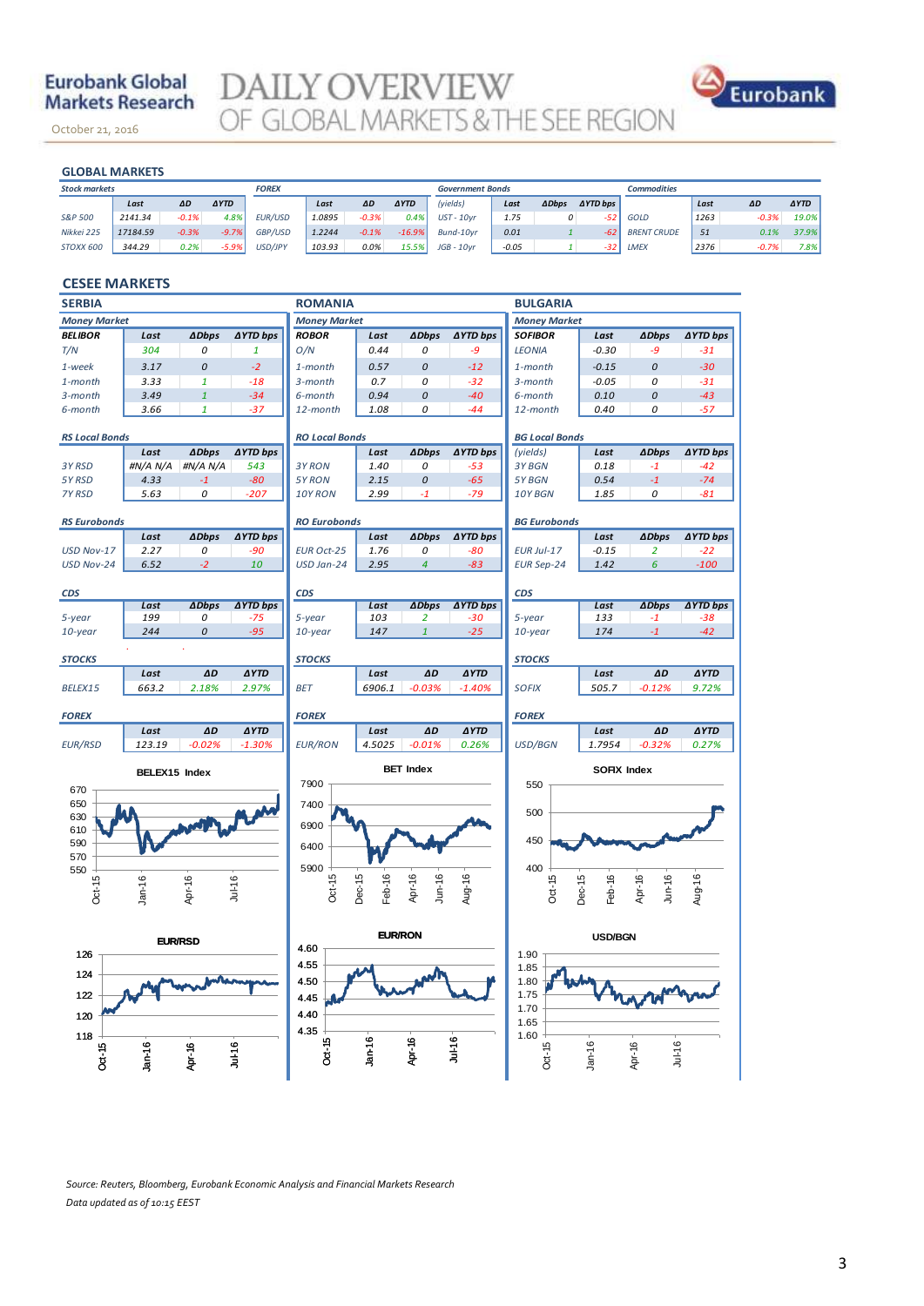Eurobank Global Markets Research

# DAILY OVERVIEW OF GLOBAL MARKETS & THE SEE REGION

October 21, 2016

## GLOBAL MARKETS

| Stock markets | Last | ΔD | ΔYTD | FOREX | Last | ΔD | ΔYTD | Government Bonds (yields) | Last | ΔDbps | ΔYTD bps | Commodities | Last | ΔD | ΔYTD |
|---|---|---|---|---|---|---|---|---|---|---|---|---|---|---|---|
| S&P 500 | 2141.34 | -0.1% | 4.8% | EUR/USD | 1.0895 | -0.3% | 0.4% | UST - 10yr | 1.75 | 0 | -52 | GOLD | 1263 | -0.3% | 19.0% |
| Nikkei 225 | 17184.59 | -0.3% | -9.7% | GBP/USD | 1.2244 | -0.1% | -16.9% | Bund-10yr | 0.01 | 1 | -62 | BRENT CRUDE | 51 | 0.1% | 37.9% |
| STOXX 600 | 344.29 | 0.2% | -5.9% | USD/JPY | 103.93 | 0.0% | 15.5% | JGB - 10yr | -0.05 | 1 | -32 | LMEX | 2376 | -0.7% | 7.8% |

## CESEE MARKETS

### SERBIA

**Money Market**

| BELIBOR | Last | ΔDbps | ΔYTD bps |
|---|---|---|---|
| T/N | 304 | 0 | 1 |
| 1-week | 3.17 | 0 | -2 |
| 1-month | 3.33 | 1 | -18 |
| 3-month | 3.49 | 1 | -34 |
| 6-month | 3.66 | 1 | -37 |

**RS Local Bonds**

| | Last | ΔDbps | ΔYTD bps |
|---|---|---|---|
| 3Y RSD | #N/A N/A | #N/A N/A | 543 |
| 5Y RSD | 4.33 | -1 | -80 |
| 7Y RSD | 5.63 | 0 | -207 |

**RS Eurobonds**

| | Last | ΔDbps | ΔYTD bps |
|---|---|---|---|
| USD Nov-17 | 2.27 | 0 | -90 |
| USD Nov-24 | 6.52 | -2 | 10 |

**CDS**

| | Last | ΔDbps | ΔYTD bps |
|---|---|---|---|
| 5-year | 199 | 0 | -75 |
| 10-year | 244 | 0 | -95 |

**STOCKS**

| | Last | ΔD | ΔYTD |
|---|---|---|---|
| BELEX15 | 663.2 | 2.18% | 2.97% |

**FOREX**

| | Last | ΔD | ΔYTD |
|---|---|---|---|
| EUR/RSD | 123.19 | -0.02% | -1.30% |

### ROMANIA

**Money Market**

| ROBOR | Last | ΔDbps | ΔYTD bps |
|---|---|---|---|
| O/N | 0.44 | 0 | -9 |
| 1-month | 0.57 | 0 | -12 |
| 3-month | 0.7 | 0 | -32 |
| 6-month | 0.94 | 0 | -40 |
| 12-month | 1.08 | 0 | -44 |

**RO Local Bonds**

| | Last | ΔDbps | ΔYTD bps |
|---|---|---|---|
| 3Y RON | 1.40 | 0 | -53 |
| 5Y RON | 2.15 | 0 | -65 |
| 10Y RON | 2.99 | -1 | -79 |

**RO Eurobonds**

| | Last | ΔDbps | ΔYTD bps |
|---|---|---|---|
| EUR Oct-25 | 1.76 | 0 | -80 |
| USD Jan-24 | 2.95 | 4 | -83 |

**CDS**

| | Last | ΔDbps | ΔYTD bps |
|---|---|---|---|
| 5-year | 103 | 2 | -30 |
| 10-year | 147 | 1 | -25 |

**STOCKS**

| | Last | ΔD | ΔYTD |
|---|---|---|---|
| BET | 6906.1 | -0.03% | -1.40% |

**FOREX**

| | Last | ΔD | ΔYTD |
|---|---|---|---|
| EUR/RON | 4.5025 | -0.01% | 0.26% |

### BULGARIA

**Money Market**

| SOFIBOR | Last | ΔDbps | ΔYTD bps |
|---|---|---|---|
| LEONIA | -0.30 | -9 | -31 |
| 1-month | -0.15 | 0 | -30 |
| 3-month | -0.05 | 0 | -31 |
| 6-month | 0.10 | 0 | -43 |
| 12-month | 0.40 | 0 | -57 |

**BG Local Bonds**

| (yields) | Last | ΔDbps | ΔYTD bps |
|---|---|---|---|
| 3Y BGN | 0.18 | -1 | -42 |
| 5Y BGN | 0.54 | -1 | -74 |
| 10Y BGN | 1.85 | 0 | -81 |

**BG Eurobonds**

| | Last | ΔDbps | ΔYTD bps |
|---|---|---|---|
| EUR Jul-17 | -0.15 | 2 | -22 |
| EUR Sep-24 | 1.42 | 6 | -100 |

**CDS**

| | Last | ΔDbps | ΔYTD bps |
|---|---|---|---|
| 5-year | 133 | -1 | -38 |
| 10-year | 174 | -1 | -42 |

**STOCKS**

| | Last | ΔD | ΔYTD |
|---|---|---|---|
| SOFIX | 505.7 | -0.12% | 9.72% |

**FOREX**

| | Last | ΔD | ΔYTD |
|---|---|---|---|
| USD/BGN | 1.7954 | -0.32% | 0.27% |

BELEX15 Index

BET Index

SOFIX Index

EUR/RSD

EUR/RON

USD/BGN

Source: Reuters, Bloomberg, Eurobank Economic Analysis and Financial Markets Research

Data updated as of 10:15 EEST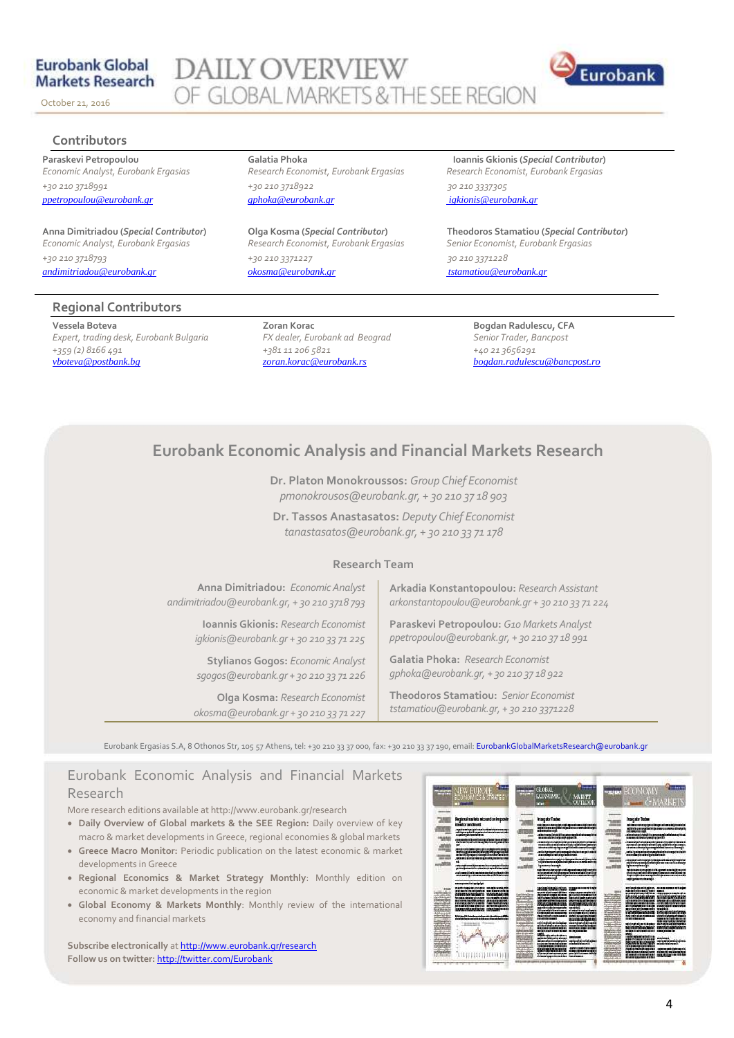Eurobank Global Markets Research

October 21, 2016

# DAILY OVERVIEW OF GLOBAL MARKETS & THE SEE REGION

## Contributors

**Paraskevi Petropoulou**
*Economic Analyst, Eurobank Ergasias*
*+30 210 3718991*
*ppetropoulou@eurobank.gr*

**Galatia Phoka**
*Research Economist, Eurobank Ergasias*
*+30 210 3718922*
*gphoka@eurobank.gr*

**Ioannis Gkionis (*Special Contributor*)**
*Research Economist, Eurobank Ergasias*
*30 210 3337305*
*igkionis@eurobank.gr*

**Anna Dimitriadou (*Special Contributor*)**
*Economic Analyst, Eurobank Ergasias*
*+30 210 3718793*
*andimitriadou@eurobank.gr*

**Olga Kosma (*Special Contributor*)**
*Research Economist, Eurobank Ergasias*
*+30 210 3371227*
*okosma@eurobank.gr*

**Theodoros Stamatiou (*Special Contributor*)**
*Senior Economist, Eurobank Ergasias*
*30 210 3371228*
*tstamatiou@eurobank.gr*

## Regional Contributors

**Vessela Boteva**
*Expert, trading desk, Eurobank Bulgaria*
*+359 (2) 8166 491*
*vboteva@postbank.bg*

**Zoran Korac**
*FX dealer, Eurobank ad Beograd*
*+381 11 206 5821*
*zoran.korac@eurobank.rs*

**Bogdan Radulescu, CFA**
*Senior Trader, Bancpost*
*+40 21 3656291*
*bogdan.radulescu@bancpost.ro*

## Eurobank Economic Analysis and Financial Markets Research

**Dr. Platon Monokroussos:** *Group Chief Economist*
*pmonokrousos@eurobank.gr, + 30 210 37 18 903*

**Dr. Tassos Anastasatos:** *Deputy Chief Economist*
*tanastasatos@eurobank.gr, + 30 210 33 71 178*

### Research Team

**Anna Dimitriadou:** *Economic Analyst*
*andimitriadou@eurobank.gr, + 30 210 3718 793*

**Ioannis Gkionis:** *Research Economist*
*igkionis@eurobank.gr + 30 210 33 71 225*

**Stylianos Gogos:** *Economic Analyst*
*sgogos@eurobank.gr + 30 210 33 71 226*

**Olga Kosma:** *Research Economist*
*okosma@eurobank.gr + 30 210 33 71 227*

**Arkadia Konstantopoulou:** *Research Assistant*
*arkonstantopoulou@eurobank.gr + 30 210 33 71 224*

**Paraskevi Petropoulou:** *G10 Markets Analyst*
*ppetropoulou@eurobank.gr, + 30 210 37 18 991*

**Galatia Phoka:** *Research Economist*
*gphoka@eurobank.gr, + 30 210 37 18 922*

**Theodoros Stamatiou:** *Senior Economist*
*tstamatiou@eurobank.gr, + 30 210 3371228*

Eurobank Ergasias S.A, 8 Othonos Str, 105 57 Athens, tel: +30 210 33 37 000, fax: +30 210 33 37 190, email: EurobankGlobalMarketsResearch@eurobank.gr

## Eurobank Economic Analysis and Financial Markets Research

More research editions available at http://www.eurobank.gr/research

- **Daily Overview of Global markets & the SEE Region:** Daily overview of key macro & market developments in Greece, regional economies & global markets
- **Greece Macro Monitor:** Periodic publication on the latest economic & market developments in Greece
- **Regional Economics & Market Strategy Monthly**: Monthly edition on economic & market developments in the region
- **Global Economy & Markets Monthly**: Monthly review of the international economy and financial markets

**Subscribe electronically** at http://www.eurobank.gr/research
**Follow us on twitter:** http://twitter.com/Eurobank